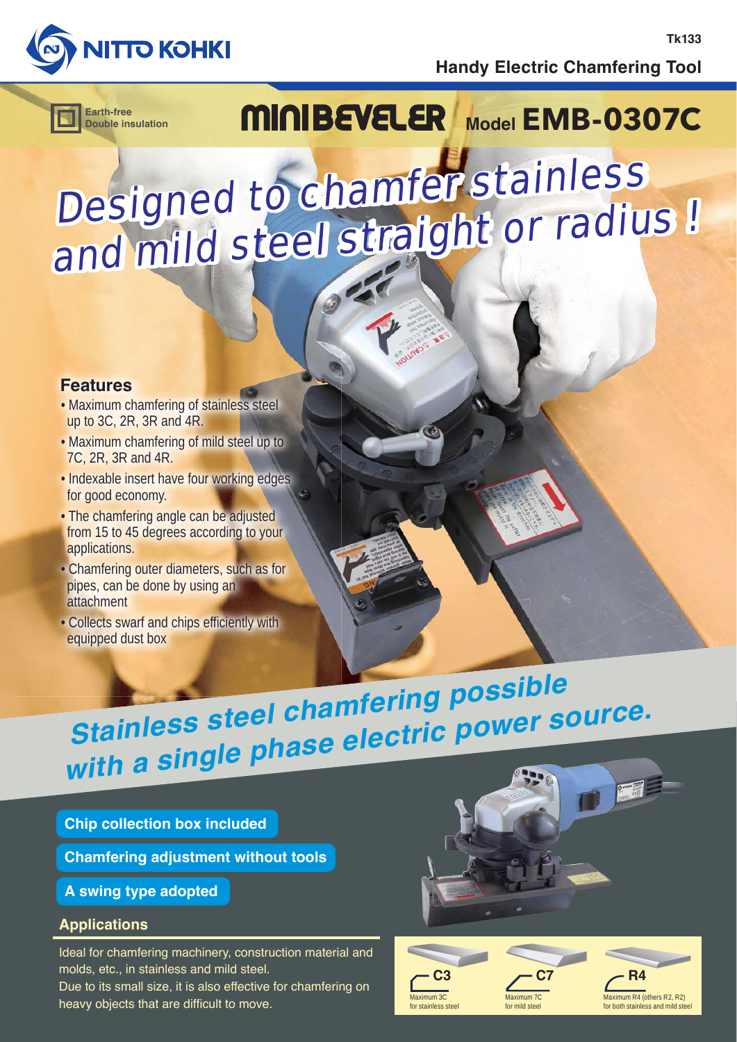NITTO KOHKI

Tk133

Handy Electric Chamfering Tool

Earth-free
Double insulation

# MINIBEVELER Model EMB-0307C

## Designed to chamfer stainless and mild steel straight or radius !

### Features

- Maximum chamfering of stainless steel up to 3C, 2R, 3R and 4R.
- Maximum chamfering of mild steel up to 7C, 2R, 3R and 4R.
- Indexable insert have four working edges for good economy.
- The chamfering angle can be adjusted from 15 to 45 degrees according to your applications.
- Chamfering outer diameters, such as for pipes, can be done by using an attachment
- Collects swarf and chips efficiently with equipped dust box

## Stainless steel chamfering possible with a single phase electric power source.

**Chip collection box included**

**Chamfering adjustment without tools**

**A swing type adopted**

### Applications

Ideal for chamfering machinery, construction material and molds, etc., in stainless and mild steel.
Due to its small size, it is also effective for chamfering on heavy objects that are difficult to move.

**C3** Maximum 3C for stainless steel

**C7** Maximum 7C for mild steel

**R4** Maximum R4 (others R2, R2) for both stainless and mild steel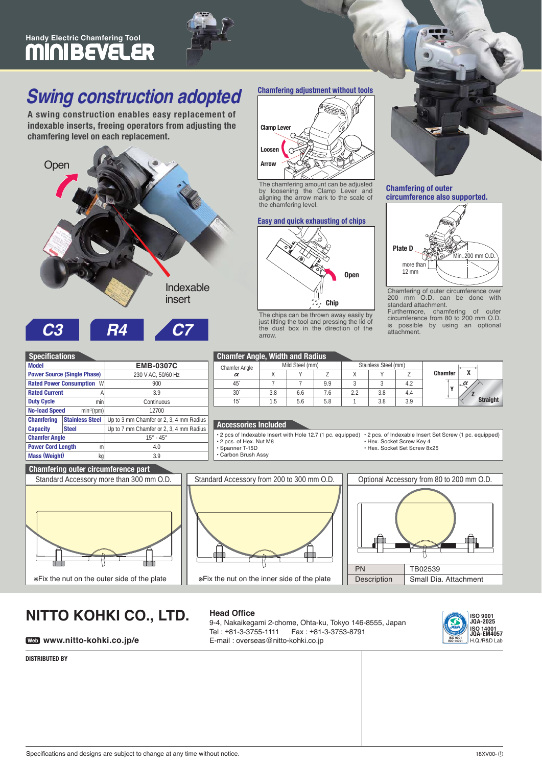Handy Electric Chamfering Tool

# MINIBEVELER

## Swing construction adopted

**A swing construction enables easy replacement of indexable inserts, freeing operators from adjusting the chamfering level on each replacement.**

Open

Indexable insert

**C3** **R4** **C7**

### Chamfering adjustment without tools

Clamp Lever

Loosen

Arrow

The chamfering amount can be adjusted by loosening the Clamp Lever and aligning the arrow mark to the scale of the chamfering level.

### Easy and quick exhausting of chips

Open

Chip

The chips can be thrown away easily by just tilting the tool and pressing the lid of the dust box in the direction of the arrow.

### Chamfering of outer circumference also supported.

Plate D

Min. 200 mm O.D.

more than 12 mm

Chamfering of outer circumference over 200 mm O.D. can be done with standard attachment.
Furthermore, chamfering of outer circumference from 80 to 200 mm O.D. is possible by using an optional attachment.

### Specifications

| Model | | EMB-0307C |
|---|---|---|
| Power Source (Single Phase) | | 230 V AC, 50/60 Hz |
| Rated Power Consumption | W | 900 |
| Rated Current | A | 3.9 |
| Duty Cycle | min | Continuous |
| No-load Speed | $min^{-1}$(rpm) | 12700 |
| Chamfering Capacity | Stainless Steel | Up to 3 mm Chamfer or 2, 3, 4 mm Radius |
| | Steel | Up to 7 mm Chamfer or 2, 3, 4 mm Radius |
| Chamfer Angle | | 15° - 45° |
| Power Cord Length | m | 4.0 |
| Mass (Weight) | kg | 3.9 |

### Chamfer Angle, Width and Radius

| Chamfer Angle $\alpha$ | Mild Steel (mm) | | | Stainless Steel (mm) | | |
|---|---|---|---|---|---|---|
| | X | Y | Z | X | Y | Z |
| 45° | 7 | 7 | 9.9 | 3 | 3 | 4.2 |
| 30° | 3.8 | 6.6 | 7.6 | 2.2 | 3.8 | 4.4 |
| 15° | 1.5 | 5.6 | 5.8 | 1 | 3.8 | 3.9 |

Chamfer X Y Z $\alpha$ Straight

### Accessories Included

- 2 pcs of Indexable Insert with Hole 12.7 (1 pc. equipped)
- 2 pcs. of Hex. Nut M8
- Spanner T-15D
- Carbon Brush Assy
- 2 pcs. of Indexable Insert Set Screw (1 pc. equipped)
- Hex. Socket Screw Key 4
- Hex. Socket Set Screw 8x25

### Chamfering outer circumference part

Standard Accessory more than 300 mm O.D.

※Fix the nut on the outer side of the plate

Standard Accessory from 200 to 300 mm O.D.

※Fix the nut on the inner side of the plate

Optional Accessory from 80 to 200 mm O.D.

| | |
|---|---|
| PN | TB02539 |
| Description | Small Dia. Attachment |

## NITTO KOHKI CO., LTD.

Web www.nitto-kohki.co.jp/e

**Head Office**
9-4, Nakaikegami 2-chome, Ohta-ku, Tokyo 146-8555, Japan
Tel : +81-3-3755-1111 Fax : +81-3-3753-8791
E-mail : overseas@nitto-kohki.co.jp

ISO 9001 JQA-2025
ISO 14001 JQA-EM4057
H.Q./R&D Lab

DISTRIBUTED BY

Specifications and designs are subject to change at any time without notice.

18XV00-①